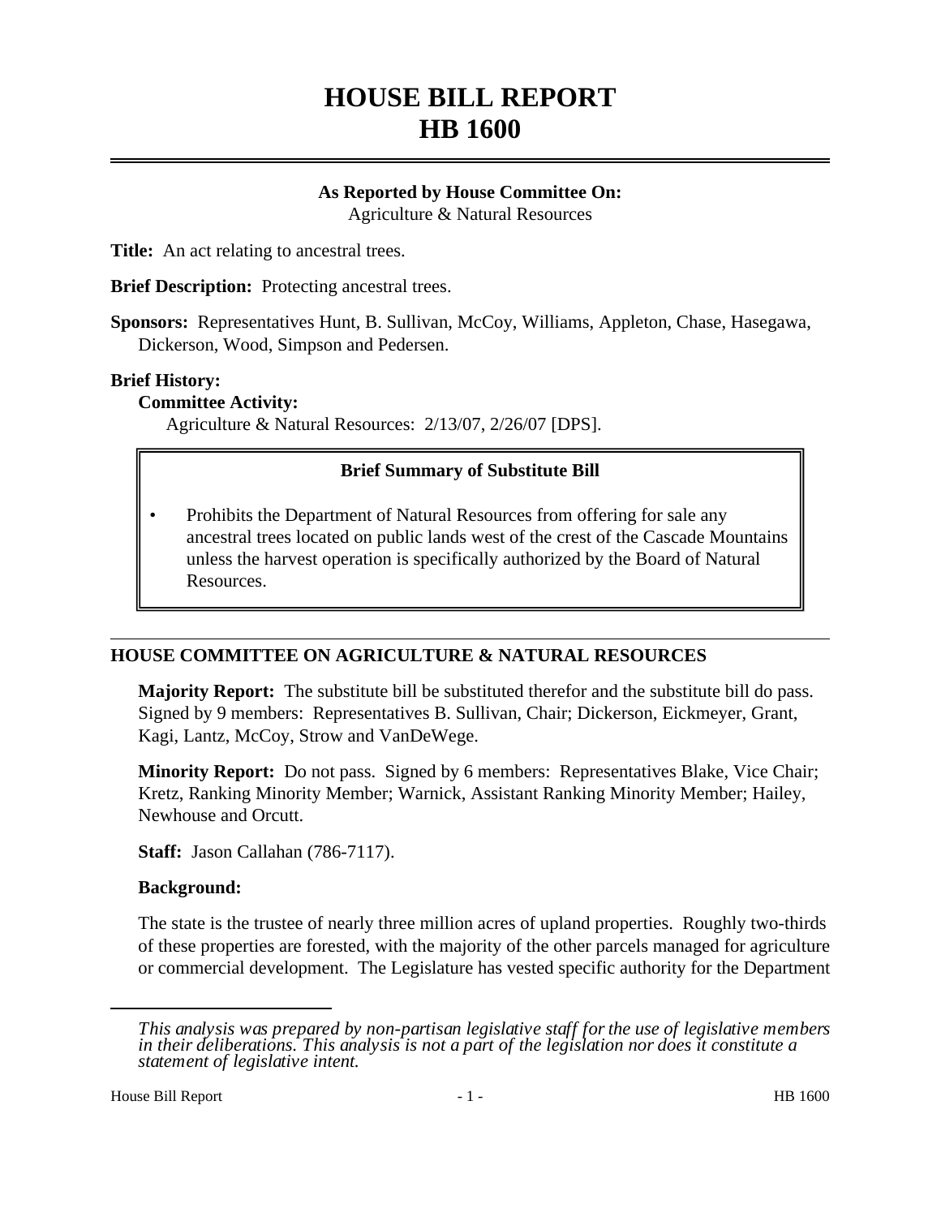# HOUSE BILL REPORT
# HB 1600

**As Reported by House Committee On:**
Agriculture & Natural Resources

**Title:** An act relating to ancestral trees.

**Brief Description:** Protecting ancestral trees.

**Sponsors:** Representatives Hunt, B. Sullivan, McCoy, Williams, Appleton, Chase, Hasegawa, Dickerson, Wood, Simpson and Pedersen.

**Brief History:**

**Committee Activity:**

Agriculture & Natural Resources: 2/13/07, 2/26/07 [DPS].

**Brief Summary of Substitute Bill**

- Prohibits the Department of Natural Resources from offering for sale any ancestral trees located on public lands west of the crest of the Cascade Mountains unless the harvest operation is specifically authorized by the Board of Natural Resources.

## HOUSE COMMITTEE ON AGRICULTURE & NATURAL RESOURCES

**Majority Report:** The substitute bill be substituted therefor and the substitute bill do pass. Signed by 9 members: Representatives B. Sullivan, Chair; Dickerson, Eickmeyer, Grant, Kagi, Lantz, McCoy, Strow and VanDeWege.

**Minority Report:** Do not pass. Signed by 6 members: Representatives Blake, Vice Chair; Kretz, Ranking Minority Member; Warnick, Assistant Ranking Minority Member; Hailey, Newhouse and Orcutt.

**Staff:** Jason Callahan (786-7117).

**Background:**

The state is the trustee of nearly three million acres of upland properties. Roughly two-thirds of these properties are forested, with the majority of the other parcels managed for agriculture or commercial development. The Legislature has vested specific authority for the Department

*This analysis was prepared by non-partisan legislative staff for the use of legislative members in their deliberations. This analysis is not a part of the legislation nor does it constitute a statement of legislative intent.*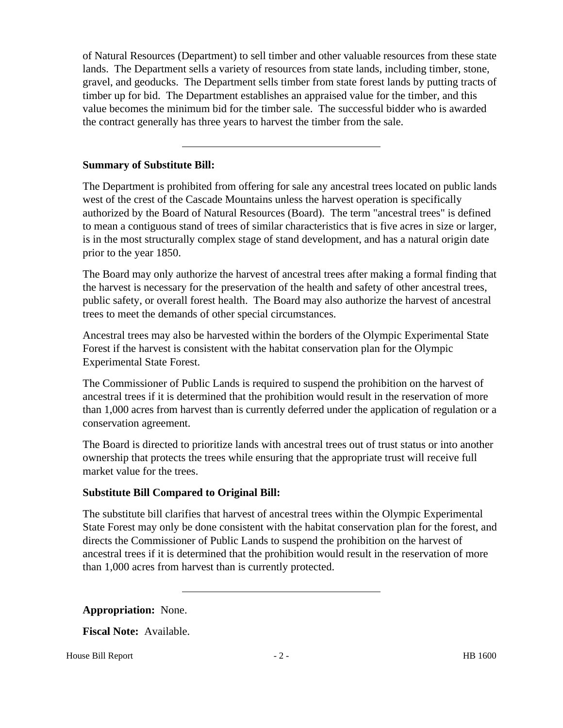of Natural Resources (Department) to sell timber and other valuable resources from these state lands. The Department sells a variety of resources from state lands, including timber, stone, gravel, and geoducks. The Department sells timber from state forest lands by putting tracts of timber up for bid. The Department establishes an appraised value for the timber, and this value becomes the minimum bid for the timber sale. The successful bidder who is awarded the contract generally has three years to harvest the timber from the sale.

---

**Summary of Substitute Bill:**

The Department is prohibited from offering for sale any ancestral trees located on public lands west of the crest of the Cascade Mountains unless the harvest operation is specifically authorized by the Board of Natural Resources (Board). The term "ancestral trees" is defined to mean a contiguous stand of trees of similar characteristics that is five acres in size or larger, is in the most structurally complex stage of stand development, and has a natural origin date prior to the year 1850.

The Board may only authorize the harvest of ancestral trees after making a formal finding that the harvest is necessary for the preservation of the health and safety of other ancestral trees, public safety, or overall forest health. The Board may also authorize the harvest of ancestral trees to meet the demands of other special circumstances.

Ancestral trees may also be harvested within the borders of the Olympic Experimental State Forest if the harvest is consistent with the habitat conservation plan for the Olympic Experimental State Forest.

The Commissioner of Public Lands is required to suspend the prohibition on the harvest of ancestral trees if it is determined that the prohibition would result in the reservation of more than 1,000 acres from harvest than is currently deferred under the application of regulation or a conservation agreement.

The Board is directed to prioritize lands with ancestral trees out of trust status or into another ownership that protects the trees while ensuring that the appropriate trust will receive full market value for the trees.

**Substitute Bill Compared to Original Bill:**

The substitute bill clarifies that harvest of ancestral trees within the Olympic Experimental State Forest may only be done consistent with the habitat conservation plan for the forest, and directs the Commissioner of Public Lands to suspend the prohibition on the harvest of ancestral trees if it is determined that the prohibition would result in the reservation of more than 1,000 acres from harvest than is currently protected.

---

**Appropriation:** None.

**Fiscal Note:** Available.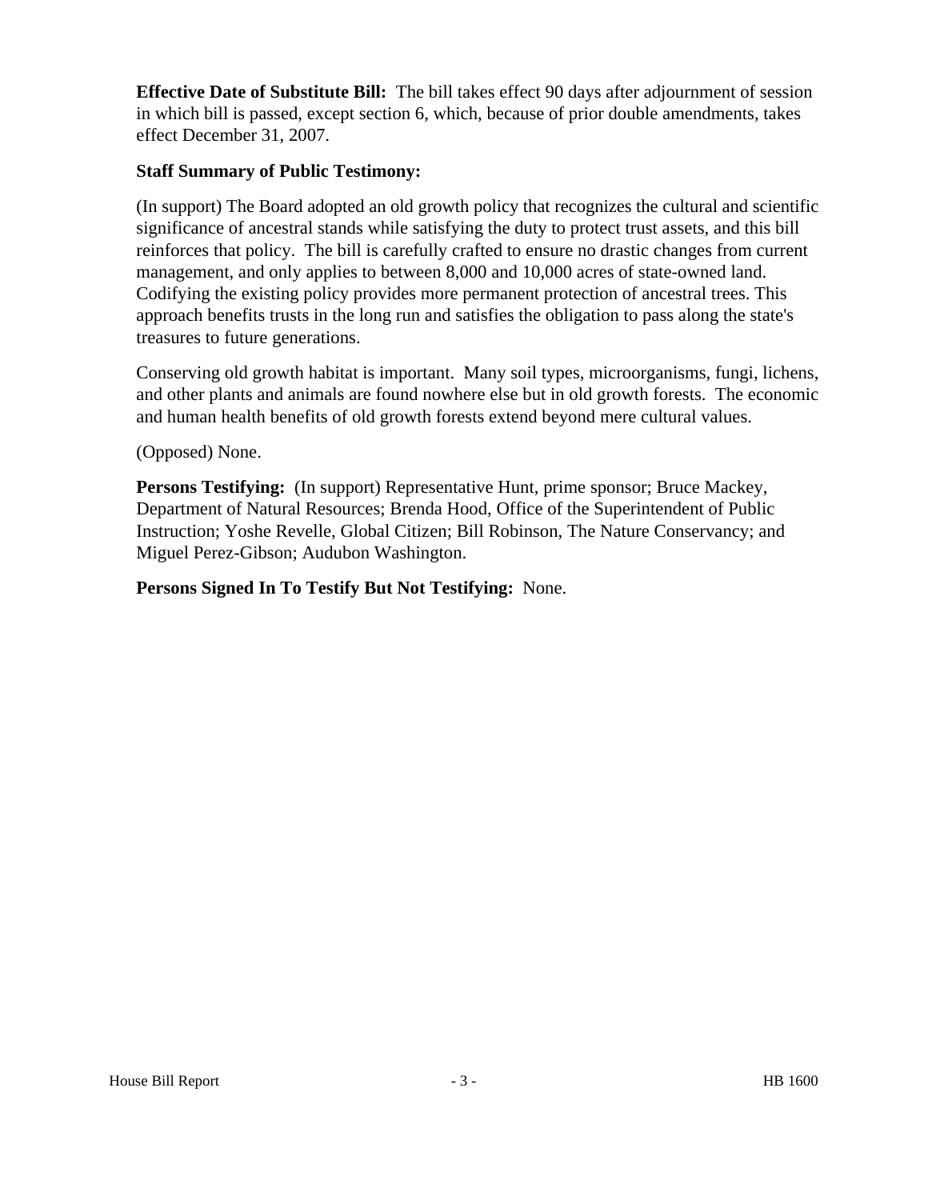**Effective Date of Substitute Bill:** The bill takes effect 90 days after adjournment of session in which bill is passed, except section 6, which, because of prior double amendments, takes effect December 31, 2007.

**Staff Summary of Public Testimony:**

(In support) The Board adopted an old growth policy that recognizes the cultural and scientific significance of ancestral stands while satisfying the duty to protect trust assets, and this bill reinforces that policy. The bill is carefully crafted to ensure no drastic changes from current management, and only applies to between 8,000 and 10,000 acres of state-owned land. Codifying the existing policy provides more permanent protection of ancestral trees. This approach benefits trusts in the long run and satisfies the obligation to pass along the state's treasures to future generations.

Conserving old growth habitat is important. Many soil types, microorganisms, fungi, lichens, and other plants and animals are found nowhere else but in old growth forests. The economic and human health benefits of old growth forests extend beyond mere cultural values.

(Opposed) None.

**Persons Testifying:** (In support) Representative Hunt, prime sponsor; Bruce Mackey, Department of Natural Resources; Brenda Hood, Office of the Superintendent of Public Instruction; Yoshe Revelle, Global Citizen; Bill Robinson, The Nature Conservancy; and Miguel Perez-Gibson; Audubon Washington.

**Persons Signed In To Testify But Not Testifying:** None.